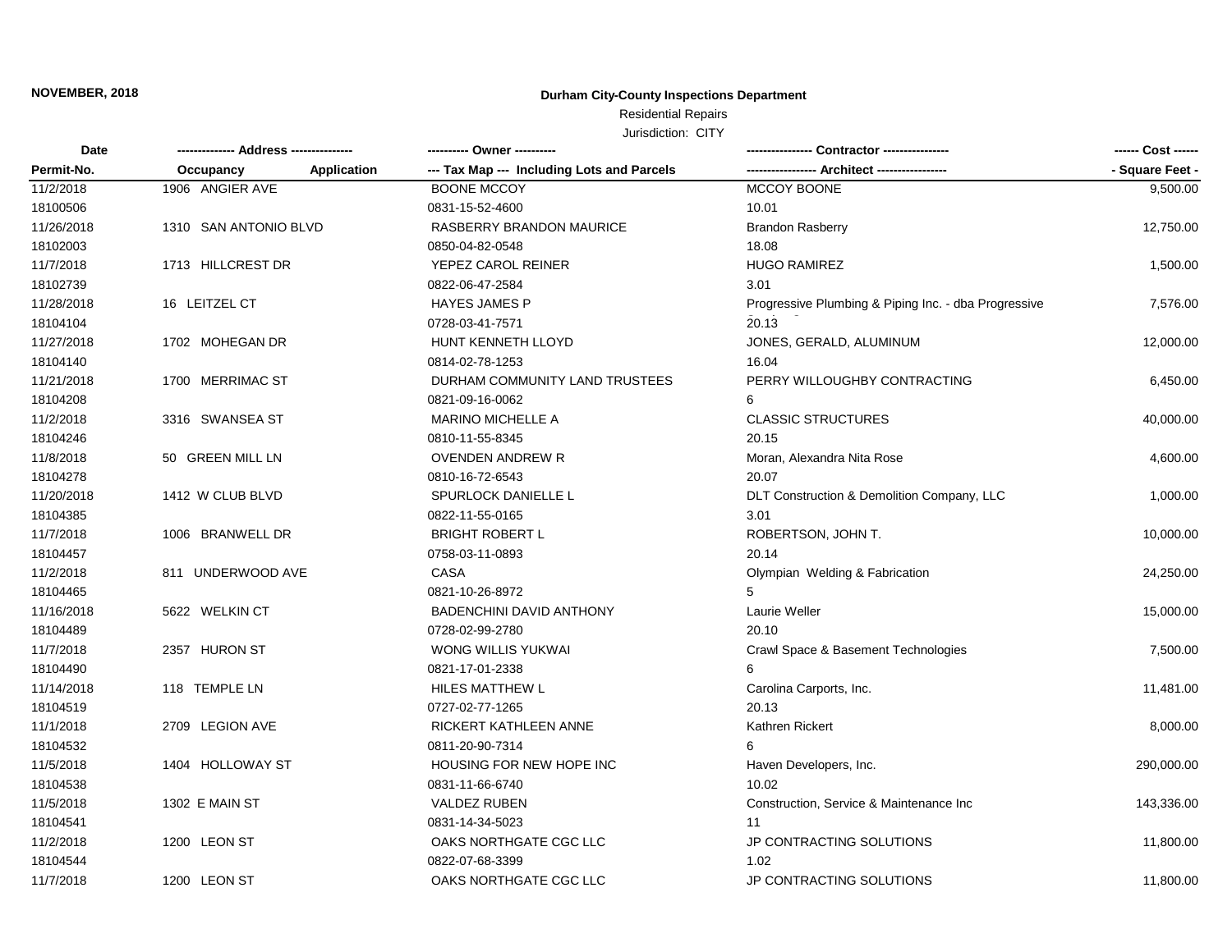**NOVEMBER, 2018**

## Durham City-County Inspections Department

Residential Repairs

Jurisdiction: CITY

| Date<br>Permit-No. | Address<br>Occupancy / Application | Owner<br>Tax Map --- Including Lots and Parcels | Contractor<br>Architect | Cost<br>Square Feet |
|---|---|---|---|---|
| 11/2/2018<br>18100506 | 1906 ANGIER AVE | BOONE MCCOY<br>0831-15-52-4600 | MCCOY BOONE<br>10.01 | 9,500.00 |
| 11/26/2018<br>18102003 | 1310 SAN ANTONIO BLVD | RASBERRY BRANDON MAURICE<br>0850-04-82-0548 | Brandon Rasberry<br>18.08 | 12,750.00 |
| 11/7/2018<br>18102739 | 1713 HILLCREST DR | YEPEZ CAROL REINER<br>0822-06-47-2584 | HUGO RAMIREZ<br>3.01 | 1,500.00 |
| 11/28/2018<br>18104104 | 16 LEITZEL CT | HAYES JAMES P<br>0728-03-41-7571 | Progressive Plumbing & Piping Inc. - dba Progressive<br>20.13 | 7,576.00 |
| 11/27/2018<br>18104140 | 1702 MOHEGAN DR | HUNT KENNETH LLOYD<br>0814-02-78-1253 | JONES, GERALD, ALUMINUM<br>16.04 | 12,000.00 |
| 11/21/2018<br>18104208 | 1700 MERRIMAC ST | DURHAM COMMUNITY LAND TRUSTEES<br>0821-09-16-0062 | PERRY WILLOUGHBY CONTRACTING<br>6 | 6,450.00 |
| 11/2/2018<br>18104246 | 3316 SWANSEA ST | MARINO MICHELLE A<br>0810-11-55-8345 | CLASSIC STRUCTURES<br>20.15 | 40,000.00 |
| 11/8/2018<br>18104278 | 50 GREEN MILL LN | OVENDEN ANDREW R<br>0810-16-72-6543 | Moran, Alexandra Nita Rose<br>20.07 | 4,600.00 |
| 11/20/2018<br>18104385 | 1412 W CLUB BLVD | SPURLOCK DANIELLE L<br>0822-11-55-0165 | DLT Construction & Demolition Company, LLC<br>3.01 | 1,000.00 |
| 11/7/2018<br>18104457 | 1006 BRANWELL DR | BRIGHT ROBERT L<br>0758-03-11-0893 | ROBERTSON, JOHN T.<br>20.14 | 10,000.00 |
| 11/2/2018<br>18104465 | 811 UNDERWOOD AVE | CASA<br>0821-10-26-8972 | Olympian Welding & Fabrication<br>5 | 24,250.00 |
| 11/16/2018<br>18104489 | 5622 WELKIN CT | BADENCHINI DAVID ANTHONY<br>0728-02-99-2780 | Laurie Weller<br>20.10 | 15,000.00 |
| 11/7/2018<br>18104490 | 2357 HURON ST | WONG WILLIS YUKWAI<br>0821-17-01-2338 | Crawl Space & Basement Technologies<br>6 | 7,500.00 |
| 11/14/2018<br>18104519 | 118 TEMPLE LN | HILES MATTHEW L<br>0727-02-77-1265 | Carolina Carports, Inc.<br>20.13 | 11,481.00 |
| 11/1/2018<br>18104532 | 2709 LEGION AVE | RICKERT KATHLEEN ANNE<br>0811-20-90-7314 | Kathren Rickert<br>6 | 8,000.00 |
| 11/5/2018<br>18104538 | 1404 HOLLOWAY ST | HOUSING FOR NEW HOPE INC<br>0831-11-66-6740 | Haven Developers, Inc.<br>10.02 | 290,000.00 |
| 11/5/2018<br>18104541 | 1302 E MAIN ST | VALDEZ RUBEN<br>0831-14-34-5023 | Construction, Service & Maintenance Inc<br>11 | 143,336.00 |
| 11/2/2018<br>18104544 | 1200 LEON ST | OAKS NORTHGATE CGC LLC<br>0822-07-68-3399 | JP CONTRACTING SOLUTIONS<br>1.02 | 11,800.00 |
| 11/7/2018 | 1200 LEON ST | OAKS NORTHGATE CGC LLC | JP CONTRACTING SOLUTIONS | 11,800.00 |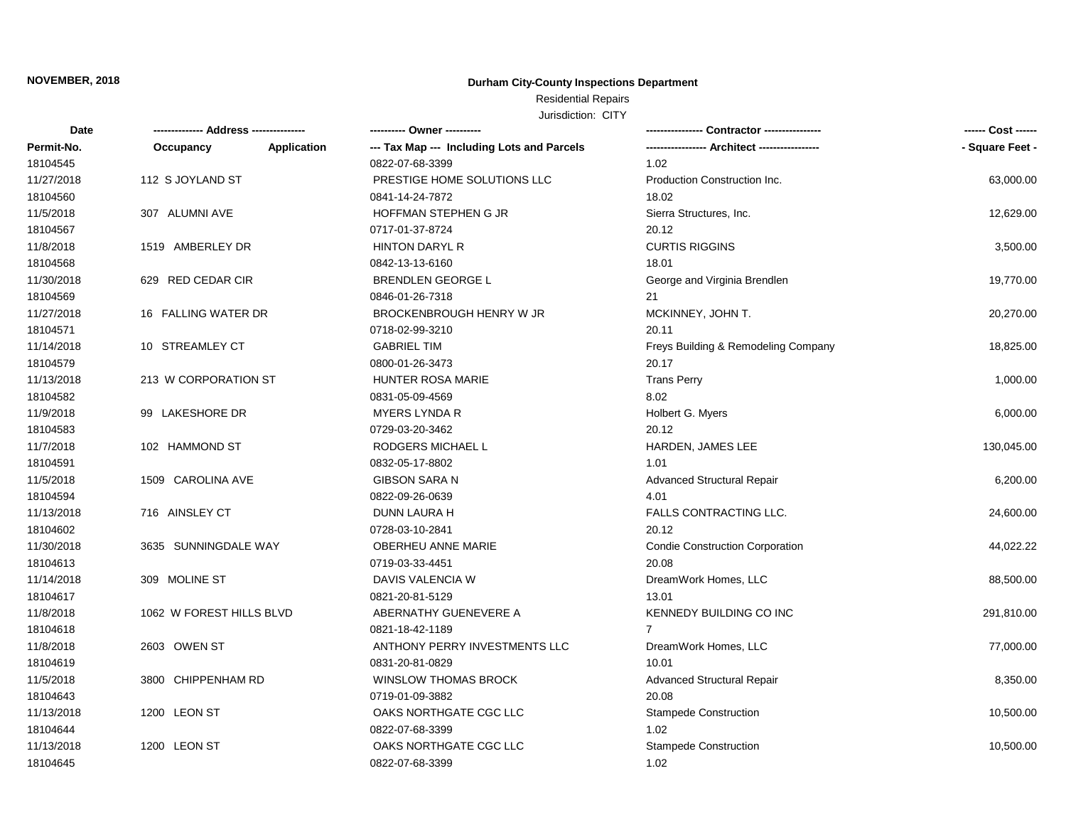**NOVEMBER, 2018**

## Durham City-County Inspections Department

Residential Repairs

Jurisdiction: CITY

| Date | -------------- Address -------------- | | ---------- Owner ---------- | ---------------- Contractor ---------------- | ------ Cost ------ |
|---|---|---|---|---|---|
| Permit-No. | Occupancy | Application | --- Tax Map --- Including Lots and Parcels | ----------------- Architect ----------------- | - Square Feet - |
| 18104545 | | | 0822-07-68-3399 | 1.02 | |
| 11/27/2018 | 112 S JOYLAND ST | | PRESTIGE HOME SOLUTIONS LLC | Production Construction Inc. | 63,000.00 |
| 18104560 | | | 0841-14-24-7872 | 18.02 | |
| 11/5/2018 | 307 ALUMNI AVE | | HOFFMAN STEPHEN G JR | Sierra Structures, Inc. | 12,629.00 |
| 18104567 | | | 0717-01-37-8724 | 20.12 | |
| 11/8/2018 | 1519 AMBERLEY DR | | HINTON DARYL R | CURTIS RIGGINS | 3,500.00 |
| 18104568 | | | 0842-13-13-6160 | 18.01 | |
| 11/30/2018 | 629 RED CEDAR CIR | | BRENDLEN GEORGE L | George and Virginia Brendlen | 19,770.00 |
| 18104569 | | | 0846-01-26-7318 | 21 | |
| 11/27/2018 | 16 FALLING WATER DR | | BROCKENBROUGH HENRY W JR | MCKINNEY, JOHN T. | 20,270.00 |
| 18104571 | | | 0718-02-99-3210 | 20.11 | |
| 11/14/2018 | 10 STREAMLEY CT | | GABRIEL TIM | Freys Building & Remodeling Company | 18,825.00 |
| 18104579 | | | 0800-01-26-3473 | 20.17 | |
| 11/13/2018 | 213 W CORPORATION ST | | HUNTER ROSA MARIE | Trans Perry | 1,000.00 |
| 18104582 | | | 0831-05-09-4569 | 8.02 | |
| 11/9/2018 | 99 LAKESHORE DR | | MYERS LYNDA R | Holbert G. Myers | 6,000.00 |
| 18104583 | | | 0729-03-20-3462 | 20.12 | |
| 11/7/2018 | 102 HAMMOND ST | | RODGERS MICHAEL L | HARDEN, JAMES LEE | 130,045.00 |
| 18104591 | | | 0832-05-17-8802 | 1.01 | |
| 11/5/2018 | 1509 CAROLINA AVE | | GIBSON SARA N | Advanced Structural Repair | 6,200.00 |
| 18104594 | | | 0822-09-26-0639 | 4.01 | |
| 11/13/2018 | 716 AINSLEY CT | | DUNN LAURA H | FALLS CONTRACTING LLC. | 24,600.00 |
| 18104602 | | | 0728-03-10-2841 | 20.12 | |
| 11/30/2018 | 3635 SUNNINGDALE WAY | | OBERHEU ANNE MARIE | Condie Construction Corporation | 44,022.22 |
| 18104613 | | | 0719-03-33-4451 | 20.08 | |
| 11/14/2018 | 309 MOLINE ST | | DAVIS VALENCIA W | DreamWork Homes, LLC | 88,500.00 |
| 18104617 | | | 0821-20-81-5129 | 13.01 | |
| 11/8/2018 | 1062 W FOREST HILLS BLVD | | ABERNATHY GUENEVERE A | KENNEDY BUILDING CO INC | 291,810.00 |
| 18104618 | | | 0821-18-42-1189 | 7 | |
| 11/8/2018 | 2603 OWEN ST | | ANTHONY PERRY INVESTMENTS LLC | DreamWork Homes, LLC | 77,000.00 |
| 18104619 | | | 0831-20-81-0829 | 10.01 | |
| 11/5/2018 | 3800 CHIPPENHAM RD | | WINSLOW THOMAS BROCK | Advanced Structural Repair | 8,350.00 |
| 18104643 | | | 0719-01-09-3882 | 20.08 | |
| 11/13/2018 | 1200 LEON ST | | OAKS NORTHGATE CGC LLC | Stampede Construction | 10,500.00 |
| 18104644 | | | 0822-07-68-3399 | 1.02 | |
| 11/13/2018 | 1200 LEON ST | | OAKS NORTHGATE CGC LLC | Stampede Construction | 10,500.00 |
| 18104645 | | | 0822-07-68-3399 | 1.02 | |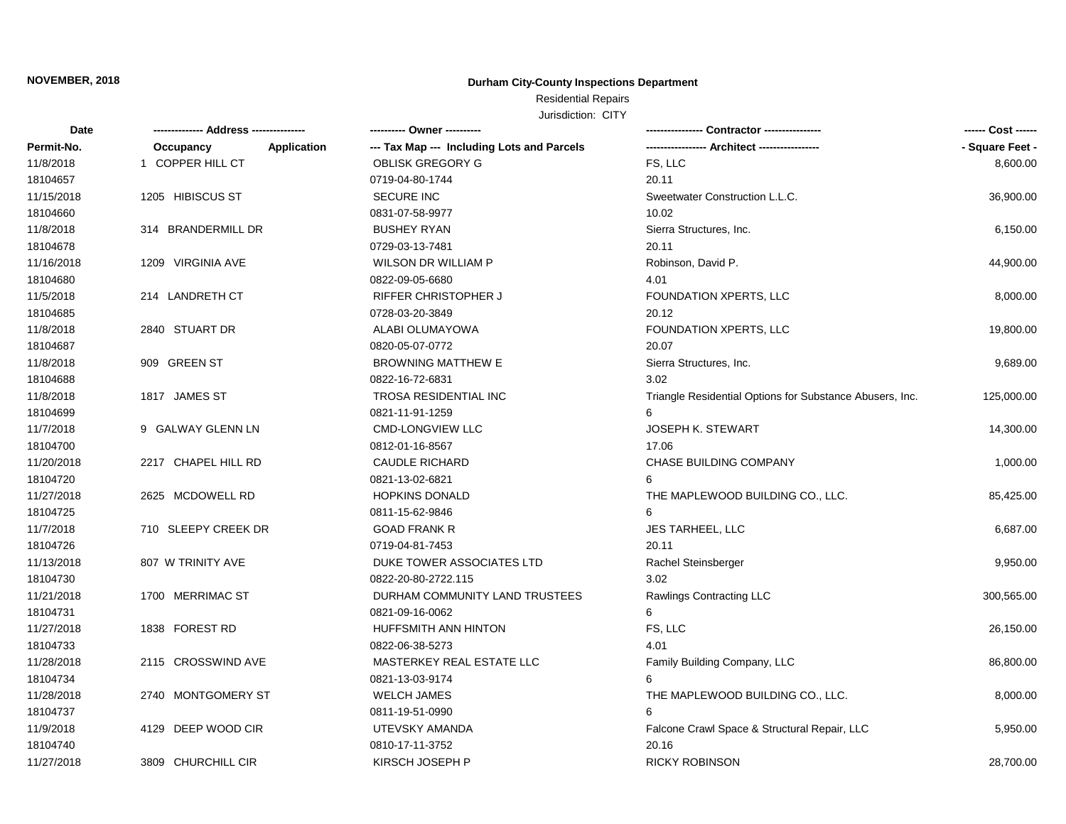**NOVEMBER, 2018**

# Durham City-County Inspections Department

Residential Repairs

Jurisdiction: CITY

| Date<br>Permit-No. | Address<br>Occupancy / Application | Owner<br>Tax Map --- Including Lots and Parcels | Contractor<br>Architect | Cost<br>Square Feet |
|---|---|---|---|---|
| 11/8/2018<br>18104657 | 1 COPPER HILL CT | OBLISK GREGORY G<br>0719-04-80-1744 | FS, LLC<br>20.11 | 8,600.00 |
| 11/15/2018<br>18104660 | 1205 HIBISCUS ST | SECURE INC<br>0831-07-58-9977 | Sweetwater Construction L.L.C.<br>10.02 | 36,900.00 |
| 11/8/2018<br>18104678 | 314 BRANDERMILL DR | BUSHEY RYAN<br>0729-03-13-7481 | Sierra Structures, Inc.<br>20.11 | 6,150.00 |
| 11/16/2018<br>18104680 | 1209 VIRGINIA AVE | WILSON DR WILLIAM P<br>0822-09-05-6680 | Robinson, David P.<br>4.01 | 44,900.00 |
| 11/5/2018<br>18104685 | 214 LANDRETH CT | RIFFER CHRISTOPHER J<br>0728-03-20-3849 | FOUNDATION XPERTS, LLC<br>20.12 | 8,000.00 |
| 11/8/2018<br>18104687 | 2840 STUART DR | ALABI OLUMAYOWA<br>0820-05-07-0772 | FOUNDATION XPERTS, LLC<br>20.07 | 19,800.00 |
| 11/8/2018<br>18104688 | 909 GREEN ST | BROWNING MATTHEW E<br>0822-16-72-6831 | Sierra Structures, Inc.<br>3.02 | 9,689.00 |
| 11/8/2018<br>18104699 | 1817 JAMES ST | TROSA RESIDENTIAL INC<br>0821-11-91-1259 | Triangle Residential Options for Substance Abusers, Inc.<br>6 | 125,000.00 |
| 11/7/2018<br>18104700 | 9 GALWAY GLENN LN | CMD-LONGVIEW LLC<br>0812-01-16-8567 | JOSEPH K. STEWART<br>17.06 | 14,300.00 |
| 11/20/2018<br>18104720 | 2217 CHAPEL HILL RD | CAUDLE RICHARD<br>0821-13-02-6821 | CHASE BUILDING COMPANY<br>6 | 1,000.00 |
| 11/27/2018<br>18104725 | 2625 MCDOWELL RD | HOPKINS DONALD<br>0811-15-62-9846 | THE MAPLEWOOD BUILDING CO., LLC.<br>6 | 85,425.00 |
| 11/7/2018<br>18104726 | 710 SLEEPY CREEK DR | GOAD FRANK R<br>0719-04-81-7453 | JES TARHEEL, LLC<br>20.11 | 6,687.00 |
| 11/13/2018<br>18104730 | 807 W TRINITY AVE | DUKE TOWER ASSOCIATES LTD<br>0822-20-80-2722.115 | Rachel Steinsberger<br>3.02 | 9,950.00 |
| 11/21/2018<br>18104731 | 1700 MERRIMAC ST | DURHAM COMMUNITY LAND TRUSTEES<br>0821-09-16-0062 | Rawlings Contracting LLC<br>6 | 300,565.00 |
| 11/27/2018<br>18104733 | 1838 FOREST RD | HUFFSMITH ANN HINTON<br>0822-06-38-5273 | FS, LLC<br>4.01 | 26,150.00 |
| 11/28/2018<br>18104734 | 2115 CROSSWIND AVE | MASTERKEY REAL ESTATE LLC<br>0821-13-03-9174 | Family Building Company, LLC<br>6 | 86,800.00 |
| 11/28/2018<br>18104737 | 2740 MONTGOMERY ST | WELCH JAMES<br>0811-19-51-0990 | THE MAPLEWOOD BUILDING CO., LLC.<br>6 | 8,000.00 |
| 11/9/2018<br>18104740 | 4129 DEEP WOOD CIR | UTEVSKY AMANDA<br>0810-17-11-3752 | Falcone Crawl Space & Structural Repair, LLC<br>20.16 | 5,950.00 |
| 11/27/2018 | 3809 CHURCHILL CIR | KIRSCH JOSEPH P | RICKY ROBINSON | 28,700.00 |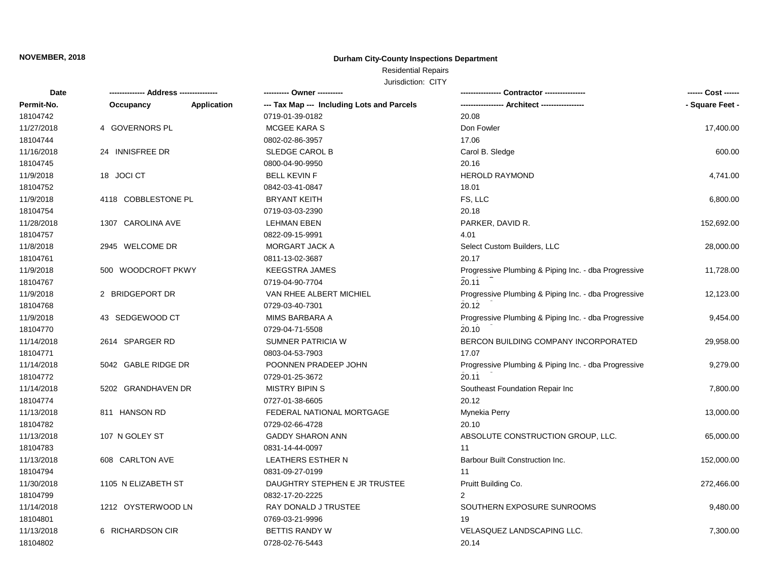NOVEMBER, 2018

**Durham City-County Inspections Department**

Residential Repairs

Jurisdiction: CITY

| Date / Permit-No. | Address / Occupancy | Application | Owner / Tax Map --- Including Lots and Parcels | Contractor / Architect | Cost / Square Feet |
|---|---|---|---|---|---|
| 18104742 | | | 0719-01-39-0182 | 20.08 | |
| 11/27/2018 | 4 GOVERNORS PL | | MCGEE KARA S | Don Fowler | 17,400.00 |
| 18104744 | | | 0802-02-86-3957 | 17.06 | |
| 11/16/2018 | 24 INNISFREE DR | | SLEDGE CAROL B | Carol B. Sledge | 600.00 |
| 18104745 | | | 0800-04-90-9950 | 20.16 | |
| 11/9/2018 | 18 JOCI CT | | BELL KEVIN F | HEROLD RAYMOND | 4,741.00 |
| 18104752 | | | 0842-03-41-0847 | 18.01 | |
| 11/9/2018 | 4118 COBBLESTONE PL | | BRYANT KEITH | FS, LLC | 6,800.00 |
| 18104754 | | | 0719-03-03-2390 | 20.18 | |
| 11/28/2018 | 1307 CAROLINA AVE | | LEHMAN EBEN | PARKER, DAVID R. | 152,692.00 |
| 18104757 | | | 0822-09-15-9991 | 4.01 | |
| 11/8/2018 | 2945 WELCOME DR | | MORGART JACK A | Select Custom Builders, LLC | 28,000.00 |
| 18104761 | | | 0811-13-02-3687 | 20.17 | |
| 11/9/2018 | 500 WOODCROFT PKWY | | KEEGSTRA JAMES | Progressive Plumbing & Piping Inc. - dba Progressive | 11,728.00 |
| 18104767 | | | 0719-04-90-7704 | 20.11 | |
| 11/9/2018 | 2 BRIDGEPORT DR | | VAN RHEE ALBERT MICHIEL | Progressive Plumbing & Piping Inc. - dba Progressive | 12,123.00 |
| 18104768 | | | 0729-03-40-7301 | 20.12 | |
| 11/9/2018 | 43 SEDGEWOOD CT | | MIMS BARBARA A | Progressive Plumbing & Piping Inc. - dba Progressive | 9,454.00 |
| 18104770 | | | 0729-04-71-5508 | 20.10 | |
| 11/14/2018 | 2614 SPARGER RD | | SUMNER PATRICIA W | BERCON BUILDING COMPANY INCORPORATED | 29,958.00 |
| 18104771 | | | 0803-04-53-7903 | 17.07 | |
| 11/14/2018 | 5042 GABLE RIDGE DR | | POONNEN PRADEEP JOHN | Progressive Plumbing & Piping Inc. - dba Progressive | 9,279.00 |
| 18104772 | | | 0729-01-25-3672 | 20.11 | |
| 11/14/2018 | 5202 GRANDHAVEN DR | | MISTRY BIPIN S | Southeast Foundation Repair Inc | 7,800.00 |
| 18104774 | | | 0727-01-38-6605 | 20.12 | |
| 11/13/2018 | 811 HANSON RD | | FEDERAL NATIONAL MORTGAGE | Mynekia Perry | 13,000.00 |
| 18104782 | | | 0729-02-66-4728 | 20.10 | |
| 11/13/2018 | 107 N GOLEY ST | | GADDY SHARON ANN | ABSOLUTE CONSTRUCTION GROUP, LLC. | 65,000.00 |
| 18104783 | | | 0831-14-44-0097 | 11 | |
| 11/13/2018 | 608 CARLTON AVE | | LEATHERS ESTHER N | Barbour Built Construction Inc. | 152,000.00 |
| 18104794 | | | 0831-09-27-0199 | 11 | |
| 11/30/2018 | 1105 N ELIZABETH ST | | DAUGHTRY STEPHEN E JR TRUSTEE | Pruitt Building Co. | 272,466.00 |
| 18104799 | | | 0832-17-20-2225 | 2 | |
| 11/14/2018 | 1212 OYSTERWOOD LN | | RAY DONALD J TRUSTEE | SOUTHERN EXPOSURE SUNROOMS | 9,480.00 |
| 18104801 | | | 0769-03-21-9996 | 19 | |
| 11/13/2018 | 6 RICHARDSON CIR | | BETTIS RANDY W | VELASQUEZ LANDSCAPING LLC. | 7,300.00 |
| 18104802 | | | 0728-02-76-5443 | 20.14 | |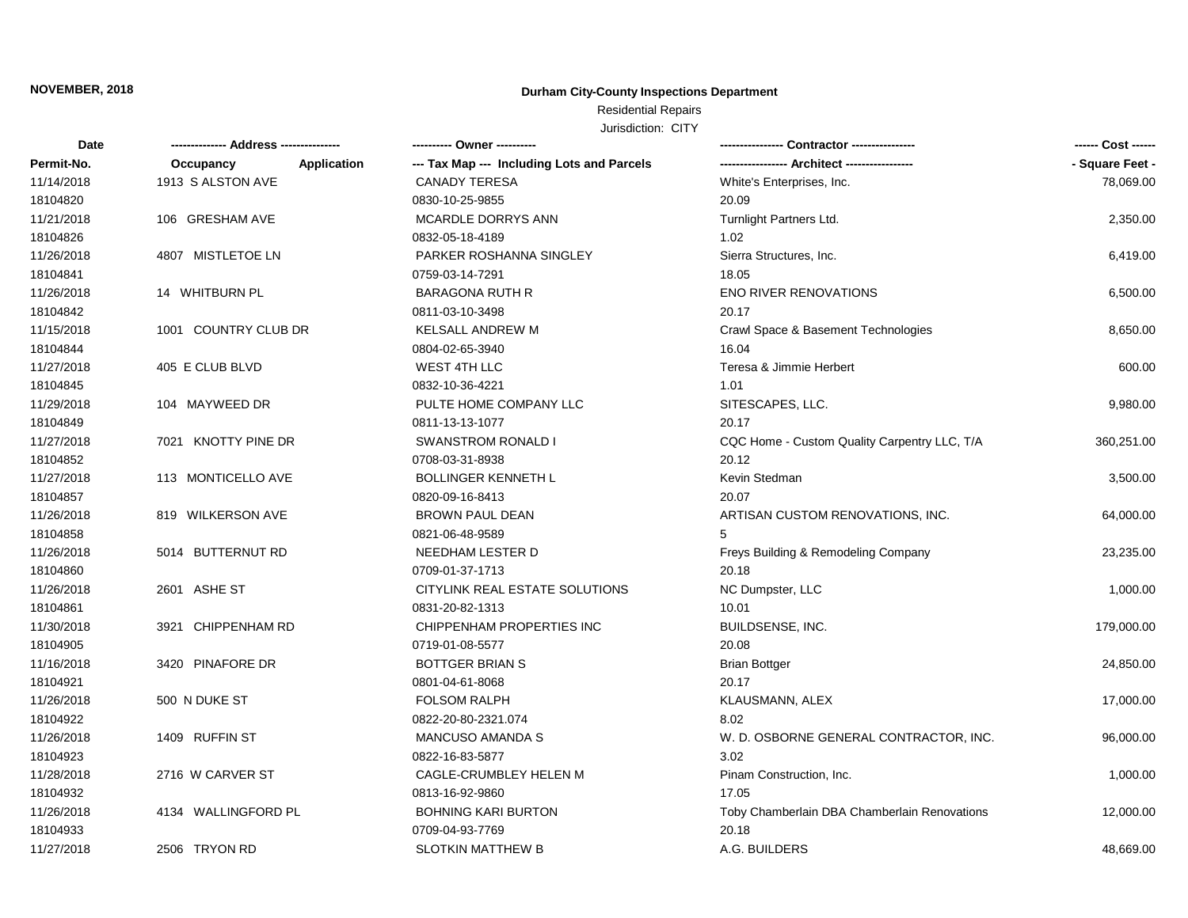**NOVEMBER, 2018**

**Durham City-County Inspections Department**

Residential Repairs

Jurisdiction: CITY

| Date / Permit-No. | Address / Occupancy / Application | Owner / Tax Map --- Including Lots and Parcels | Contractor / Architect | Cost / Square Feet |
|---|---|---|---|---|
| 11/14/2018 | 1913 S ALSTON AVE | CANADY TERESA | White's Enterprises, Inc. | 78,069.00 |
| 18104820 | | 0830-10-25-9855 | 20.09 | |
| 11/21/2018 | 106 GRESHAM AVE | MCARDLE DORRYS ANN | Turnlight Partners Ltd. | 2,350.00 |
| 18104826 | | 0832-05-18-4189 | 1.02 | |
| 11/26/2018 | 4807 MISTLETOE LN | PARKER ROSHANNA SINGLEY | Sierra Structures, Inc. | 6,419.00 |
| 18104841 | | 0759-03-14-7291 | 18.05 | |
| 11/26/2018 | 14 WHITBURN PL | BARAGONA RUTH R | ENO RIVER RENOVATIONS | 6,500.00 |
| 18104842 | | 0811-03-10-3498 | 20.17 | |
| 11/15/2018 | 1001 COUNTRY CLUB DR | KELSALL ANDREW M | Crawl Space & Basement Technologies | 8,650.00 |
| 18104844 | | 0804-02-65-3940 | 16.04 | |
| 11/27/2018 | 405 E CLUB BLVD | WEST 4TH LLC | Teresa & Jimmie Herbert | 600.00 |
| 18104845 | | 0832-10-36-4221 | 1.01 | |
| 11/29/2018 | 104 MAYWEED DR | PULTE HOME COMPANY LLC | SITESCAPES, LLC. | 9,980.00 |
| 18104849 | | 0811-13-13-1077 | 20.17 | |
| 11/27/2018 | 7021 KNOTTY PINE DR | SWANSTROM RONALD I | CQC Home - Custom Quality Carpentry LLC, T/A | 360,251.00 |
| 18104852 | | 0708-03-31-8938 | 20.12 | |
| 11/27/2018 | 113 MONTICELLO AVE | BOLLINGER KENNETH L | Kevin Stedman | 3,500.00 |
| 18104857 | | 0820-09-16-8413 | 20.07 | |
| 11/26/2018 | 819 WILKERSON AVE | BROWN PAUL DEAN | ARTISAN CUSTOM RENOVATIONS, INC. | 64,000.00 |
| 18104858 | | 0821-06-48-9589 | 5 | |
| 11/26/2018 | 5014 BUTTERNUT RD | NEEDHAM LESTER D | Freys Building & Remodeling Company | 23,235.00 |
| 18104860 | | 0709-01-37-1713 | 20.18 | |
| 11/26/2018 | 2601 ASHE ST | CITYLINK REAL ESTATE SOLUTIONS | NC Dumpster, LLC | 1,000.00 |
| 18104861 | | 0831-20-82-1313 | 10.01 | |
| 11/30/2018 | 3921 CHIPPENHAM RD | CHIPPENHAM PROPERTIES INC | BUILDSENSE, INC. | 179,000.00 |
| 18104905 | | 0719-01-08-5577 | 20.08 | |
| 11/16/2018 | 3420 PINAFORE DR | BOTTGER BRIAN S | Brian Bottger | 24,850.00 |
| 18104921 | | 0801-04-61-8068 | 20.17 | |
| 11/26/2018 | 500 N DUKE ST | FOLSOM RALPH | KLAUSMANN, ALEX | 17,000.00 |
| 18104922 | | 0822-20-80-2321.074 | 8.02 | |
| 11/26/2018 | 1409 RUFFIN ST | MANCUSO AMANDA S | W. D. OSBORNE GENERAL CONTRACTOR, INC. | 96,000.00 |
| 18104923 | | 0822-16-83-5877 | 3.02 | |
| 11/28/2018 | 2716 W CARVER ST | CAGLE-CRUMBLEY HELEN M | Pinam Construction, Inc. | 1,000.00 |
| 18104932 | | 0813-16-92-9860 | 17.05 | |
| 11/26/2018 | 4134 WALLINGFORD PL | BOHNING KARI BURTON | Toby Chamberlain DBA Chamberlain Renovations | 12,000.00 |
| 18104933 | | 0709-04-93-7769 | 20.18 | |
| 11/27/2018 | 2506 TRYON RD | SLOTKIN MATTHEW B | A.G. BUILDERS | 48,669.00 |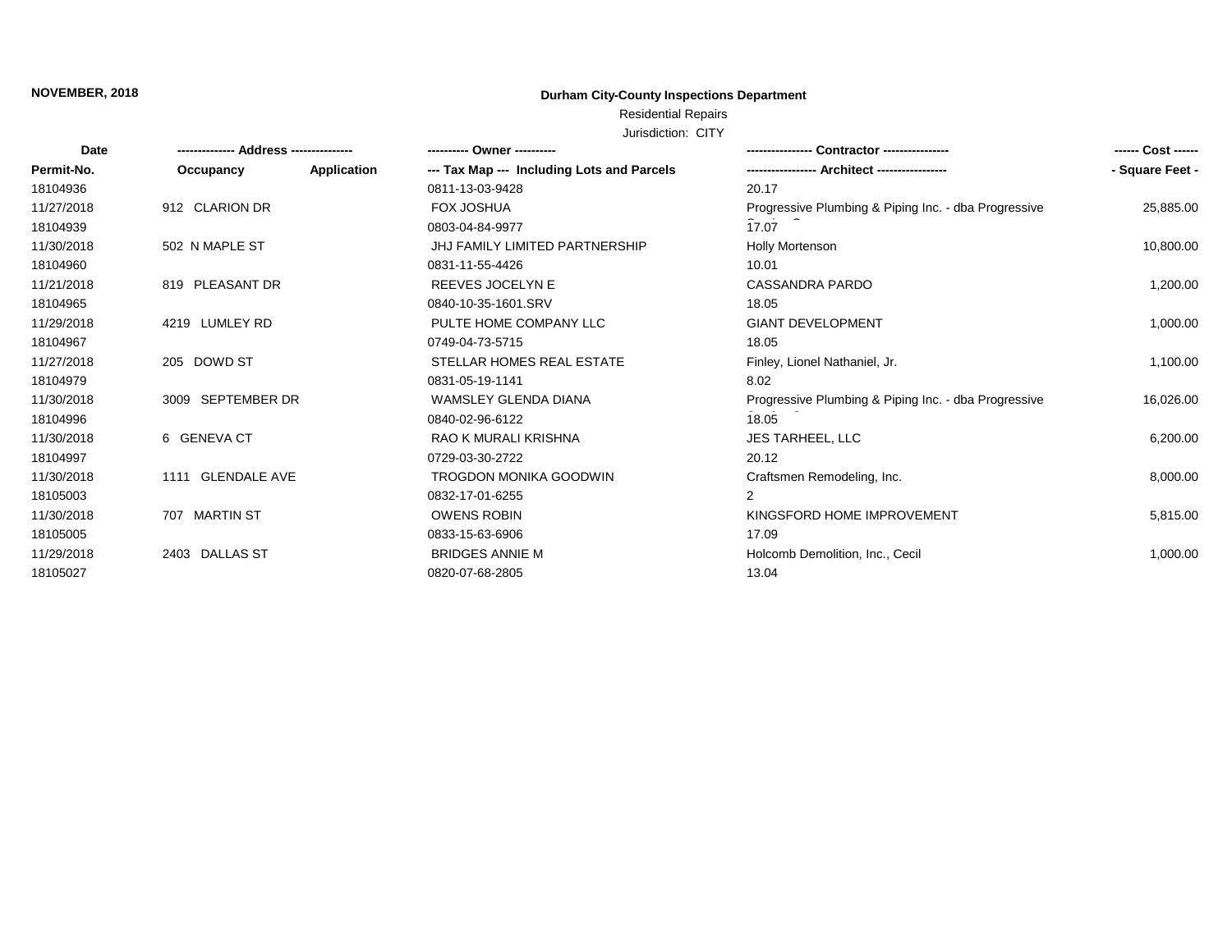**NOVEMBER, 2018**

**Durham City-County Inspections Department**

Residential Repairs

Jurisdiction: CITY

| Date | -------------- Address -------------- | | ---------- Owner ---------- | ---------------- Contractor ---------------- | ------ Cost ------ |
|---|---|---|---|---|---|
| **Permit-No.** | **Occupancy** | **Application** | **--- Tax Map --- Including Lots and Parcels** | **----------------- Architect -----------------** | **- Square Feet -** |
| 18104936 | | | 0811-13-03-9428 | 20.17 | |
| 11/27/2018 | 912 CLARION DR | | FOX JOSHUA | Progressive Plumbing & Piping Inc. - dba Progressive | 25,885.00 |
| 18104939 | | | 0803-04-84-9977 | 17.07 | |
| 11/30/2018 | 502 N MAPLE ST | | JHJ FAMILY LIMITED PARTNERSHIP | Holly Mortenson | 10,800.00 |
| 18104960 | | | 0831-11-55-4426 | 10.01 | |
| 11/21/2018 | 819 PLEASANT DR | | REEVES JOCELYN E | CASSANDRA PARDO | 1,200.00 |
| 18104965 | | | 0840-10-35-1601.SRV | 18.05 | |
| 11/29/2018 | 4219 LUMLEY RD | | PULTE HOME COMPANY LLC | GIANT DEVELOPMENT | 1,000.00 |
| 18104967 | | | 0749-04-73-5715 | 18.05 | |
| 11/27/2018 | 205 DOWD ST | | STELLAR HOMES REAL ESTATE | Finley, Lionel Nathaniel, Jr. | 1,100.00 |
| 18104979 | | | 0831-05-19-1141 | 8.02 | |
| 11/30/2018 | 3009 SEPTEMBER DR | | WAMSLEY GLENDA DIANA | Progressive Plumbing & Piping Inc. - dba Progressive | 16,026.00 |
| 18104996 | | | 0840-02-96-6122 | 18.05 | |
| 11/30/2018 | 6 GENEVA CT | | RAO K MURALI KRISHNA | JES TARHEEL, LLC | 6,200.00 |
| 18104997 | | | 0729-03-30-2722 | 20.12 | |
| 11/30/2018 | 1111 GLENDALE AVE | | TROGDON MONIKA GOODWIN | Craftsmen Remodeling, Inc. | 8,000.00 |
| 18105003 | | | 0832-17-01-6255 | 2 | |
| 11/30/2018 | 707 MARTIN ST | | OWENS ROBIN | KINGSFORD HOME IMPROVEMENT | 5,815.00 |
| 18105005 | | | 0833-15-63-6906 | 17.09 | |
| 11/29/2018 | 2403 DALLAS ST | | BRIDGES ANNIE M | Holcomb Demolition, Inc., Cecil | 1,000.00 |
| 18105027 | | | 0820-07-68-2805 | 13.04 | |